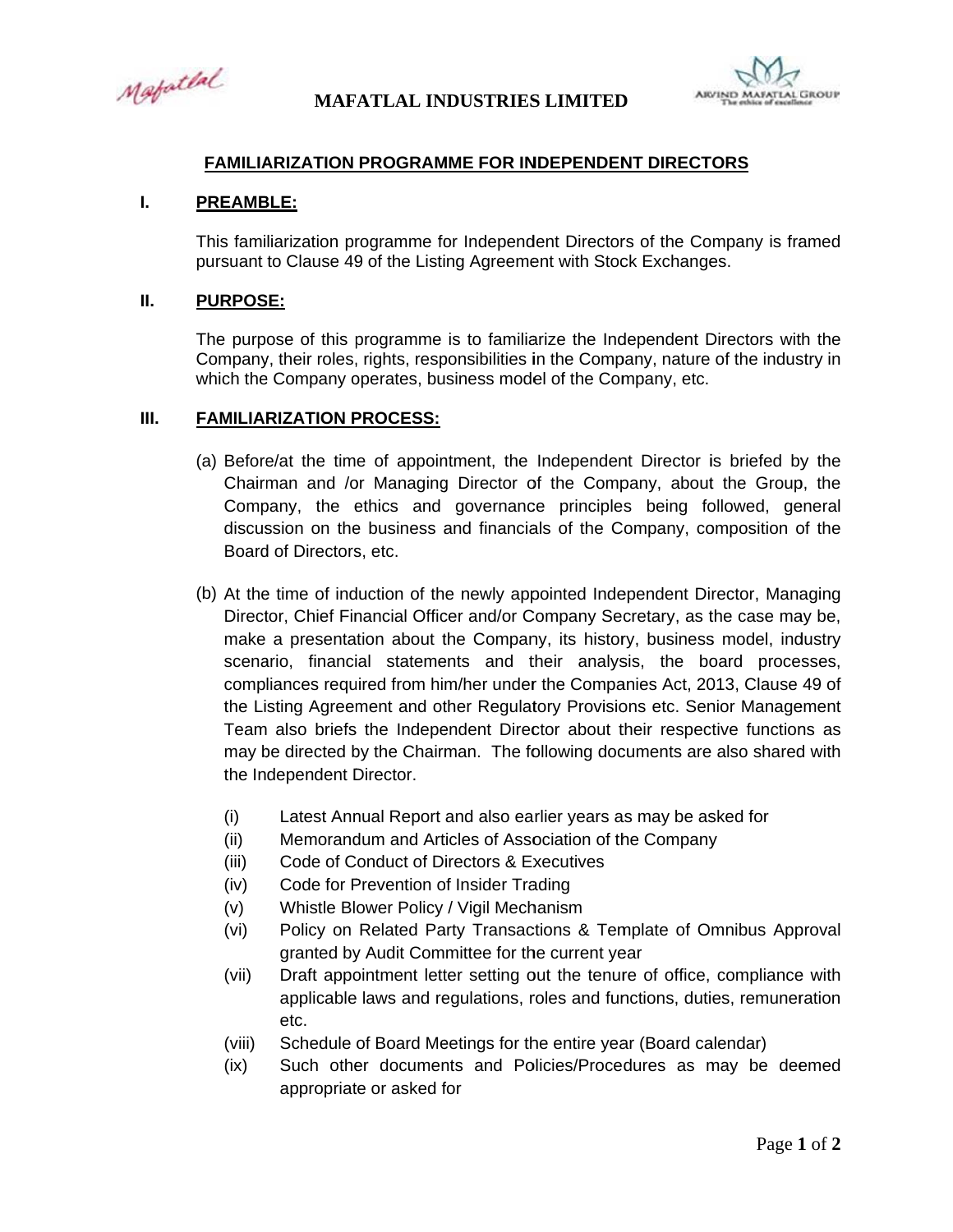# MAFATLAL INDUSTRIES LIMITED

## FAMILIARIZATION PROGRAMME FOR INDEPENDENT DIRECTORS

### I. PREAMBLE:

This familiarization programme for Independent Directors of the Company is framed pursuant to Clause 49 of the Listing Agreement with Stock Exchanges.

### II. PURPOSE:

The purpose of this programme is to familiarize the Independent Directors with the Company, their roles, rights, responsibilities in the Company, nature of the industry in which the Company operates, business model of the Company, etc.

### III. FAMILIARIZATION PROCESS:

(a) Before/at the time of appointment, the Independent Director is briefed by the Chairman and /or Managing Director of the Company, about the Group, the Company, the ethics and governance principles being followed, general discussion on the business and financials of the Company, composition of the Board of Directors, etc.

(b) At the time of induction of the newly appointed Independent Director, Managing Director, Chief Financial Officer and/or Company Secretary, as the case may be, make a presentation about the Company, its history, business model, industry scenario, financial statements and their analysis, the board processes, compliances required from him/her under the Companies Act, 2013, Clause 49 of the Listing Agreement and other Regulatory Provisions etc. Senior Management Team also briefs the Independent Director about their respective functions as may be directed by the Chairman. The following documents are also shared with the Independent Director.

   (i) Latest Annual Report and also earlier years as may be asked for
   (ii) Memorandum and Articles of Association of the Company
   (iii) Code of Conduct of Directors & Executives
   (iv) Code for Prevention of Insider Trading
   (v) Whistle Blower Policy / Vigil Mechanism
   (vi) Policy on Related Party Transactions & Template of Omnibus Approval granted by Audit Committee for the current year
   (vii) Draft appointment letter setting out the tenure of office, compliance with applicable laws and regulations, roles and functions, duties, remuneration etc.
   (viii) Schedule of Board Meetings for the entire year (Board calendar)
   (ix) Such other documents and Policies/Procedures as may be deemed appropriate or asked for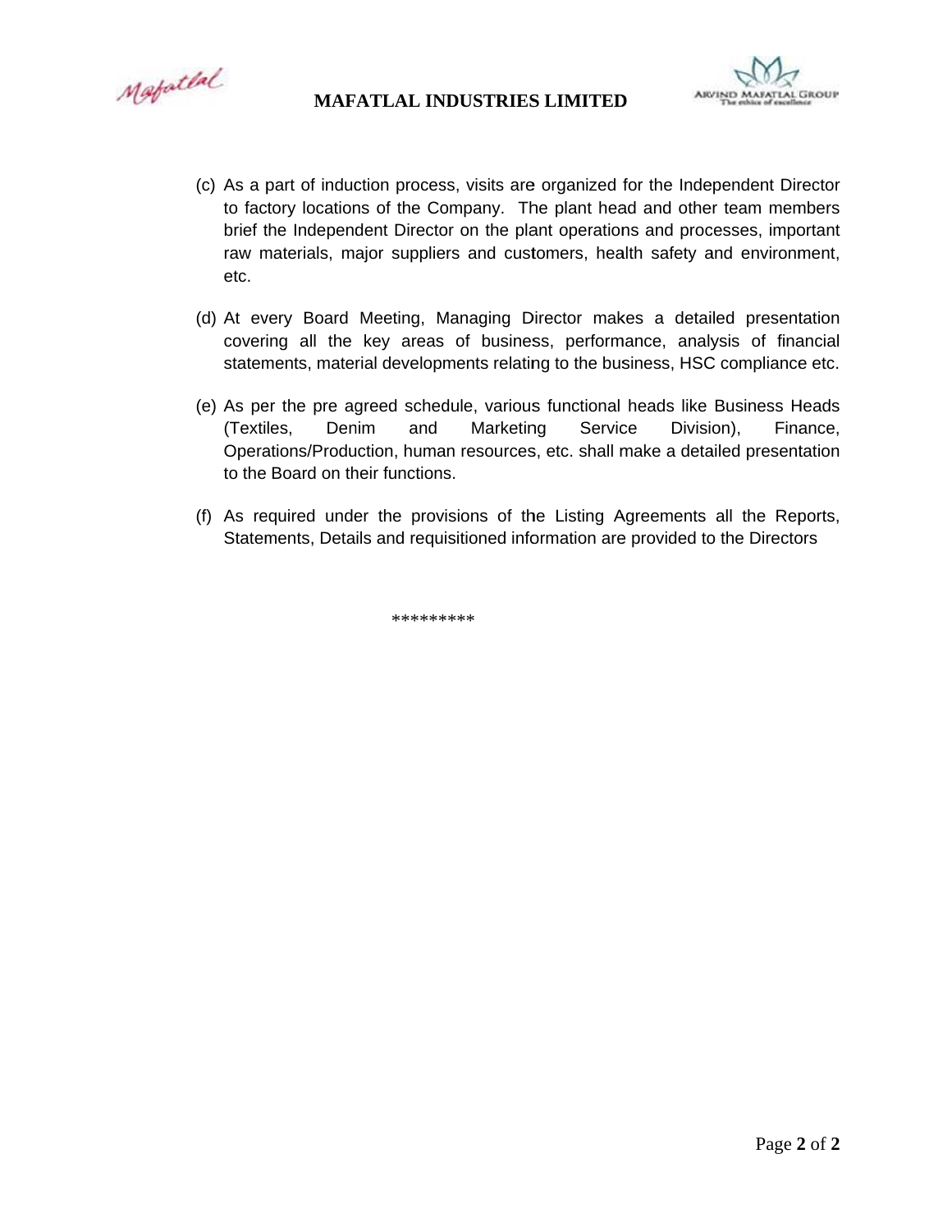(c) As a part of induction process, visits are organized for the Independent Director to factory locations of the Company. The plant head and other team members brief the Independent Director on the plant operations and processes, important raw materials, major suppliers and customers, health safety and environment, etc.

(d) At every Board Meeting, Managing Director makes a detailed presentation covering all the key areas of business, performance, analysis of financial statements, material developments relating to the business, HSC compliance etc.

(e) As per the pre agreed schedule, various functional heads like Business Heads (Textiles, Denim and Marketing Service Division), Finance, Operations/Production, human resources, etc. shall make a detailed presentation to the Board on their functions.

(f) As required under the provisions of the Listing Agreements all the Reports, Statements, Details and requisitioned information are provided to the Directors

*********